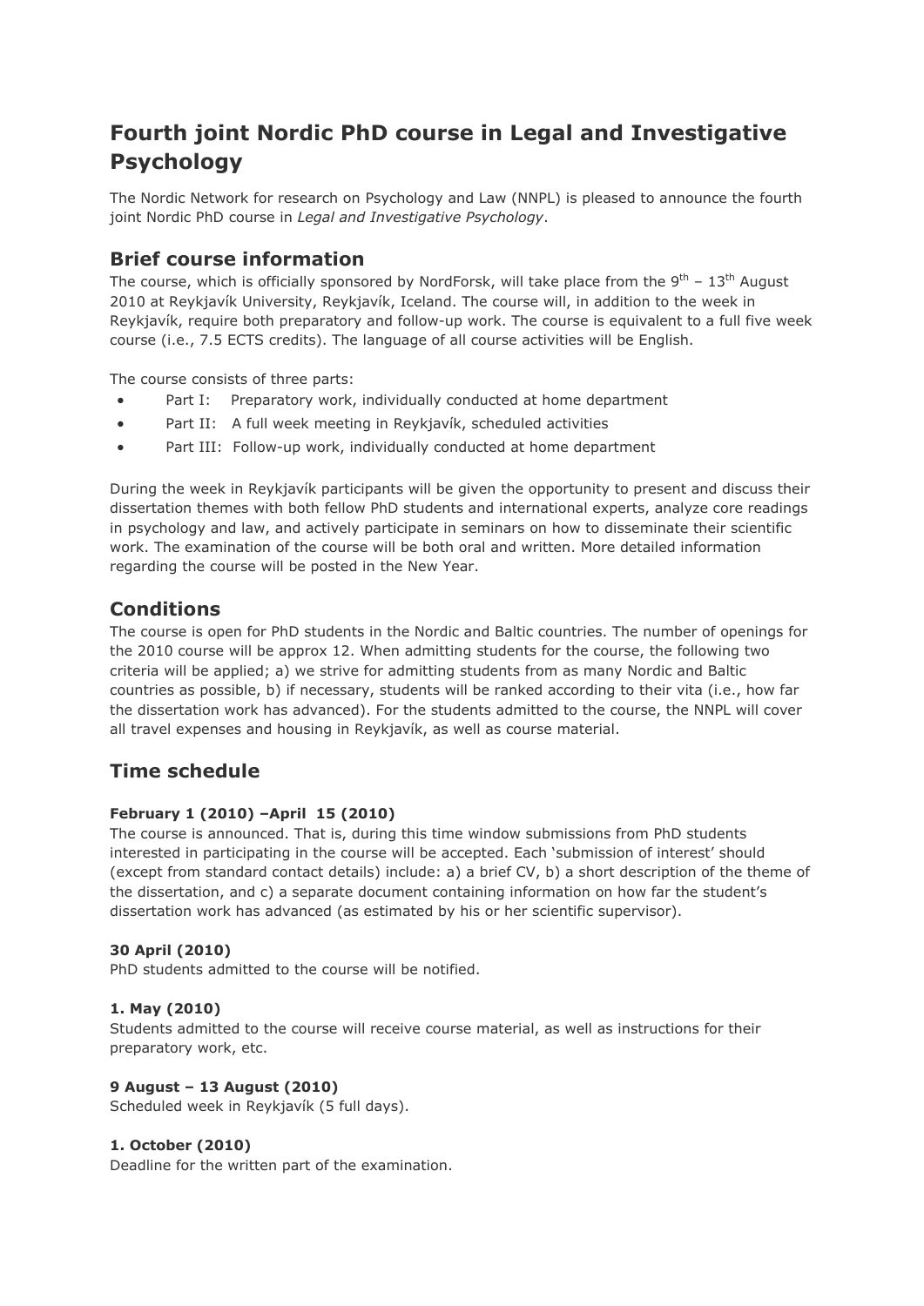# Fourth joint Nordic PhD course in Legal and Investigative Psychology

The Nordic Network for research on Psychology and Law (NNPL) is pleased to announce the fourth joint Nordic PhD course in *Legal and Investigative Psychology*.

## Brief course information

The course, which is officially sponsored by NordForsk, will take place from the 9th – 13th August 2010 at Reykjavík University, Reykjavík, Iceland. The course will, in addition to the week in Reykjavík, require both preparatory and follow-up work. The course is equivalent to a full five week course (i.e., 7.5 ECTS credits). The language of all course activities will be English.

The course consists of three parts:

- Part I: Preparatory work, individually conducted at home department
- Part II: A full week meeting in Reykjavík, scheduled activities
- Part III: Follow-up work, individually conducted at home department

During the week in Reykjavík participants will be given the opportunity to present and discuss their dissertation themes with both fellow PhD students and international experts, analyze core readings in psychology and law, and actively participate in seminars on how to disseminate their scientific work. The examination of the course will be both oral and written. More detailed information regarding the course will be posted in the New Year.

## Conditions

The course is open for PhD students in the Nordic and Baltic countries. The number of openings for the 2010 course will be approx 12. When admitting students for the course, the following two criteria will be applied; a) we strive for admitting students from as many Nordic and Baltic countries as possible, b) if necessary, students will be ranked according to their vita (i.e., how far the dissertation work has advanced). For the students admitted to the course, the NNPL will cover all travel expenses and housing in Reykjavík, as well as course material.

## Time schedule

**February 1 (2010) –April 15 (2010)**

The course is announced. That is, during this time window submissions from PhD students interested in participating in the course will be accepted. Each 'submission of interest' should (except from standard contact details) include: a) a brief CV, b) a short description of the theme of the dissertation, and c) a separate document containing information on how far the student's dissertation work has advanced (as estimated by his or her scientific supervisor).

**30 April (2010)**

PhD students admitted to the course will be notified.

**1. May (2010)**

Students admitted to the course will receive course material, as well as instructions for their preparatory work, etc.

**9 August – 13 August (2010)**

Scheduled week in Reykjavík (5 full days).

**1. October (2010)**

Deadline for the written part of the examination.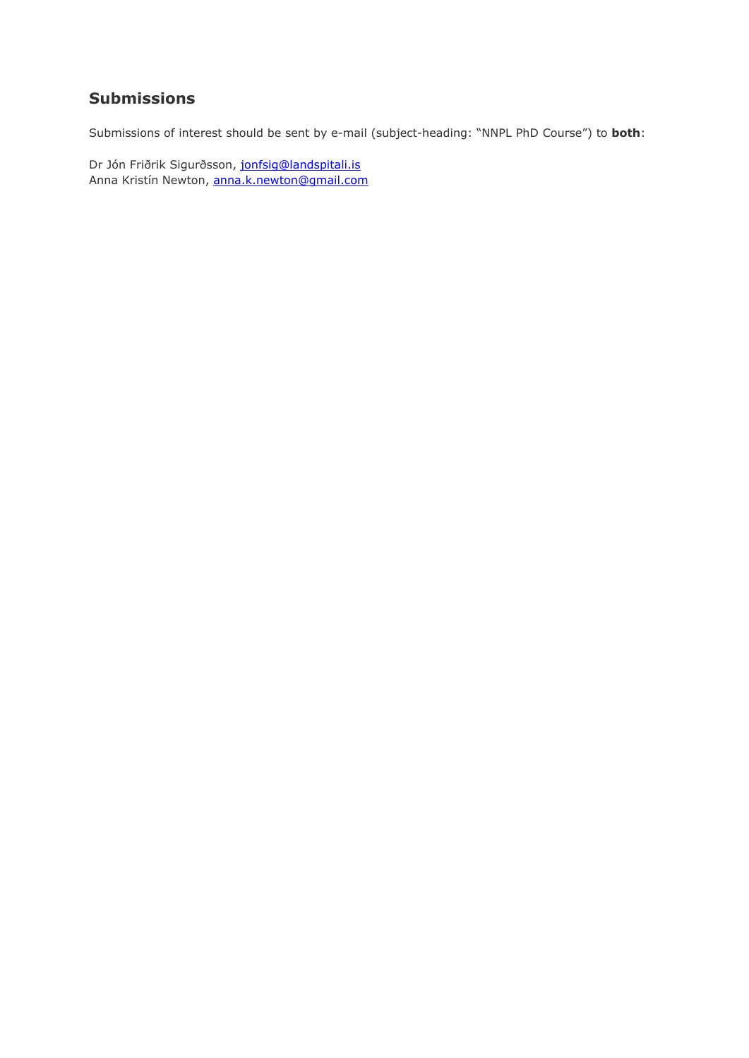## Submissions

Submissions of interest should be sent by e-mail (subject-heading: "NNPL PhD Course") to **both**:

Dr Jón Friðrik Sigurðsson, jonfsig@landspitali.is
Anna Kristín Newton, anna.k.newton@gmail.com